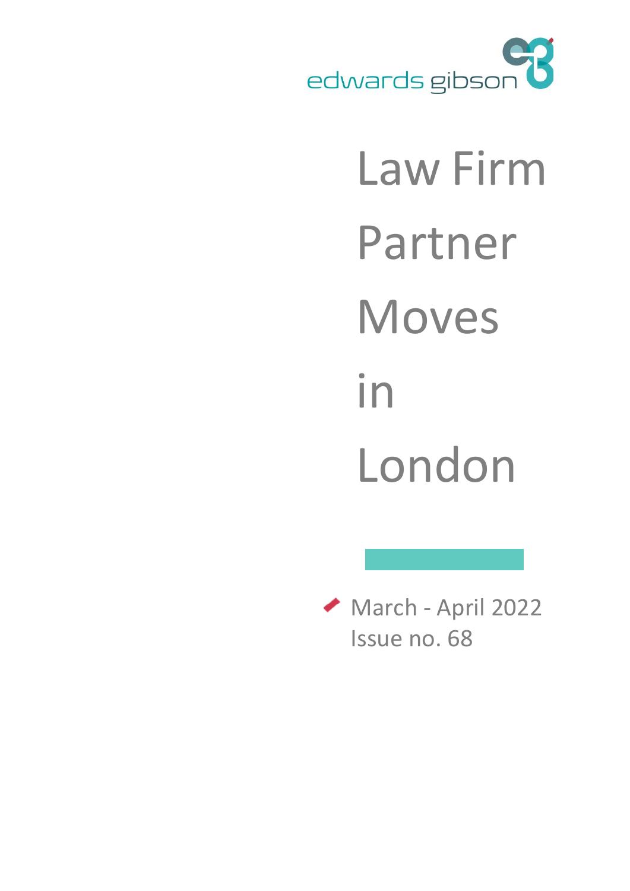edwards gibson

# Law Firm Partner Moves in London

March - April 2022
Issue no. 68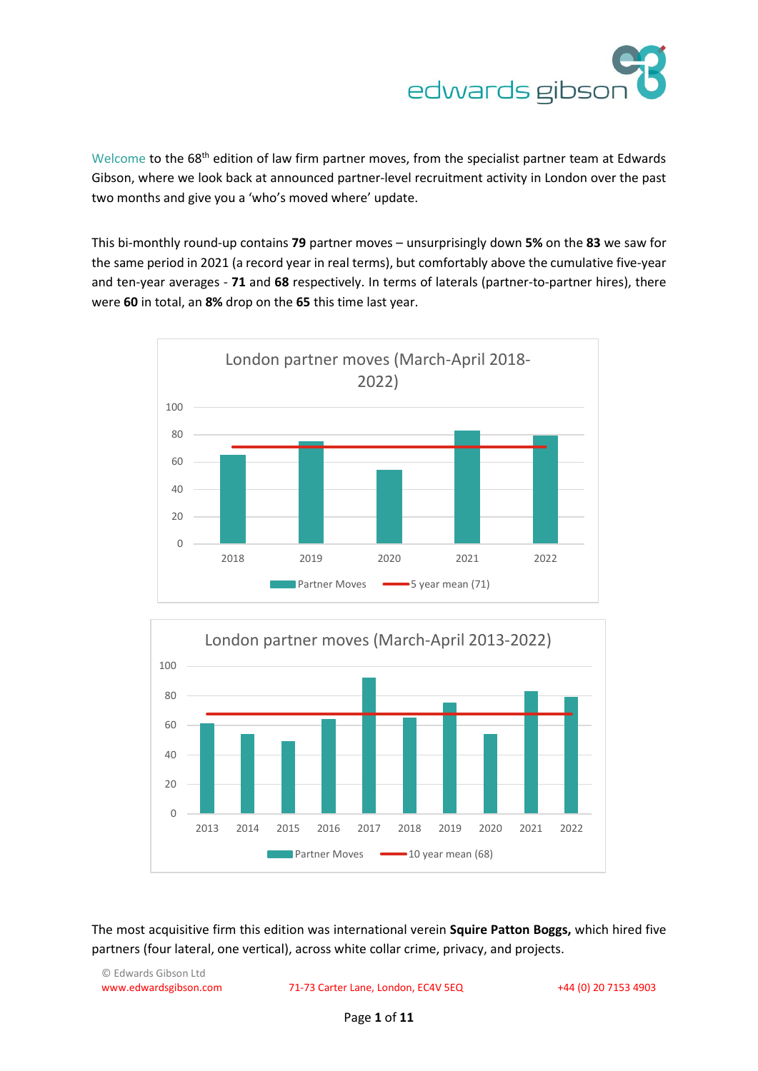Welcome to the 68th edition of law firm partner moves, from the specialist partner team at Edwards Gibson, where we look back at announced partner-level recruitment activity in London over the past two months and give you a 'who's moved where' update.

This bi-monthly round-up contains **79** partner moves – unsurprisingly down **5%** on the **83** we saw for the same period in 2021 (a record year in real terms), but comfortably above the cumulative five-year and ten-year averages - **71** and **68** respectively. In terms of laterals (partner-to-partner hires), there were **60** in total, an **8%** drop on the **65** this time last year.

**London partner moves (March-April 2018-2022)**

| Year | Partner Moves | 5 year mean (71) |
|---|---|---|
| 2018 | 65 | 71 |
| 2019 | 75 | 71 |
| 2020 | 54 | 71 |
| 2021 | 83 | 71 |
| 2022 | 79 | 71 |

**London partner moves (March-April 2013-2022)**

| Year | Partner Moves | 10 year mean (68) |
|---|---|---|
| 2013 | 61 | 68 |
| 2014 | 54 | 68 |
| 2015 | 49 | 68 |
| 2016 | 64 | 68 |
| 2017 | 92 | 68 |
| 2018 | 65 | 68 |
| 2019 | 75 | 68 |
| 2020 | 54 | 68 |
| 2021 | 83 | 68 |
| 2022 | 79 | 68 |

The most acquisitive firm this edition was international verein **Squire Patton Boggs,** which hired five partners (four lateral, one vertical), across white collar crime, privacy, and projects.

© Edwards Gibson Ltd
www.edwardsgibson.com 71-73 Carter Lane, London, EC4V 5EQ +44 (0) 20 7153 4903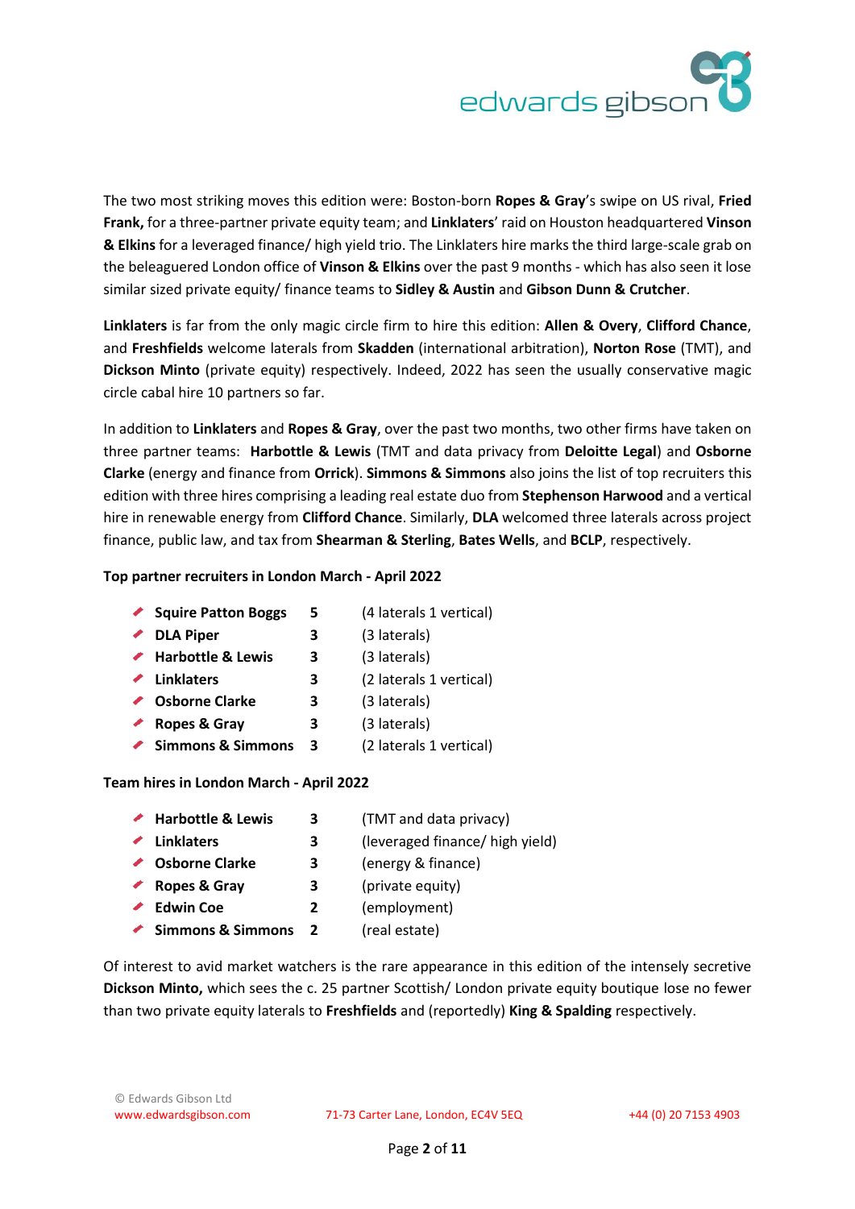The two most striking moves this edition were: Boston-born **Ropes & Gray**'s swipe on US rival, **Fried Frank,** for a three-partner private equity team; and **Linklaters**' raid on Houston headquartered **Vinson & Elkins** for a leveraged finance/ high yield trio. The Linklaters hire marks the third large-scale grab on the beleaguered London office of **Vinson & Elkins** over the past 9 months - which has also seen it lose similar sized private equity/ finance teams to **Sidley & Austin** and **Gibson Dunn & Crutcher**.

**Linklaters** is far from the only magic circle firm to hire this edition: **Allen & Overy**, **Clifford Chance**, and **Freshfields** welcome laterals from **Skadden** (international arbitration), **Norton Rose** (TMT), and **Dickson Minto** (private equity) respectively. Indeed, 2022 has seen the usually conservative magic circle cabal hire 10 partners so far.

In addition to **Linklaters** and **Ropes & Gray**, over the past two months, two other firms have taken on three partner teams: **Harbottle & Lewis** (TMT and data privacy from **Deloitte Legal**) and **Osborne Clarke** (energy and finance from **Orrick**). **Simmons & Simmons** also joins the list of top recruiters this edition with three hires comprising a leading real estate duo from **Stephenson Harwood** and a vertical hire in renewable energy from **Clifford Chance**. Similarly, **DLA** welcomed three laterals across project finance, public law, and tax from **Shearman & Sterling**, **Bates Wells**, and **BCLP**, respectively.

**Top partner recruiters in London March - April 2022**

- **Squire Patton Boggs** **5** (4 laterals 1 vertical)
- **DLA Piper** **3** (3 laterals)
- **Harbottle & Lewis** **3** (3 laterals)
- **Linklaters** **3** (2 laterals 1 vertical)
- **Osborne Clarke** **3** (3 laterals)
- **Ropes & Gray** **3** (3 laterals)
- **Simmons & Simmons** **3** (2 laterals 1 vertical)

**Team hires in London March - April 2022**

- **Harbottle & Lewis** **3** (TMT and data privacy)
- **Linklaters** **3** (leveraged finance/ high yield)
- **Osborne Clarke** **3** (energy & finance)
- **Ropes & Gray** **3** (private equity)
- **Edwin Coe** **2** (employment)
- **Simmons & Simmons** **2** (real estate)

Of interest to avid market watchers is the rare appearance in this edition of the intensely secretive **Dickson Minto,** which sees the c. 25 partner Scottish/ London private equity boutique lose no fewer than two private equity laterals to **Freshfields** and (reportedly) **King & Spalding** respectively.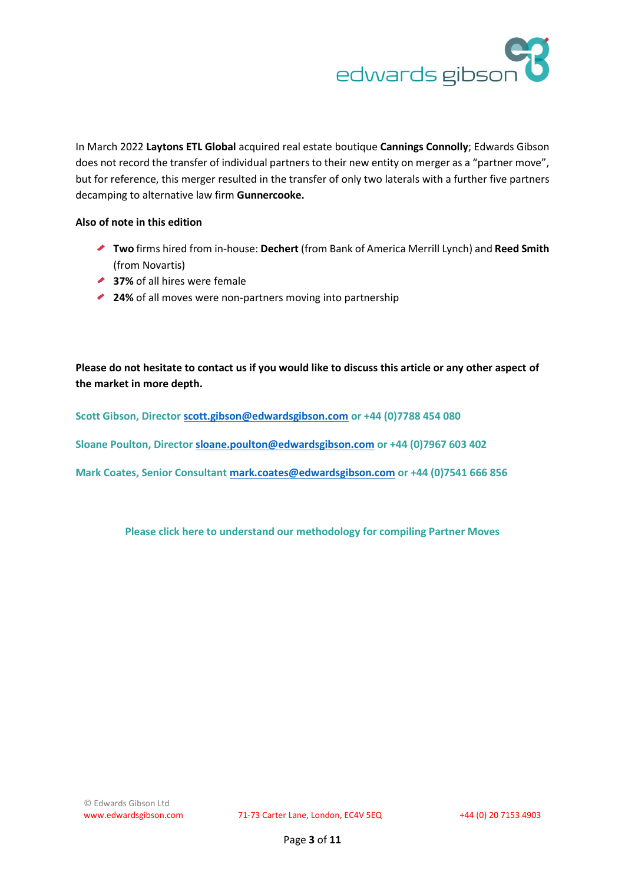In March 2022 **Laytons ETL Global** acquired real estate boutique **Cannings Connolly**; Edwards Gibson does not record the transfer of individual partners to their new entity on merger as a "partner move", but for reference, this merger resulted in the transfer of only two laterals with a further five partners decamping to alternative law firm **Gunnercooke.**

**Also of note in this edition**

- **Two** firms hired from in-house: **Dechert** (from Bank of America Merrill Lynch) and **Reed Smith** (from Novartis)
- **37%** of all hires were female
- **24%** of all moves were non-partners moving into partnership

**Please do not hesitate to contact us if you would like to discuss this article or any other aspect of the market in more depth.**

**Scott Gibson, Director scott.gibson@edwardsgibson.com or +44 (0)7788 454 080**

**Sloane Poulton, Director sloane.poulton@edwardsgibson.com or +44 (0)7967 603 402**

**Mark Coates, Senior Consultant mark.coates@edwardsgibson.com or +44 (0)7541 666 856**

**Please click here to understand our methodology for compiling Partner Moves**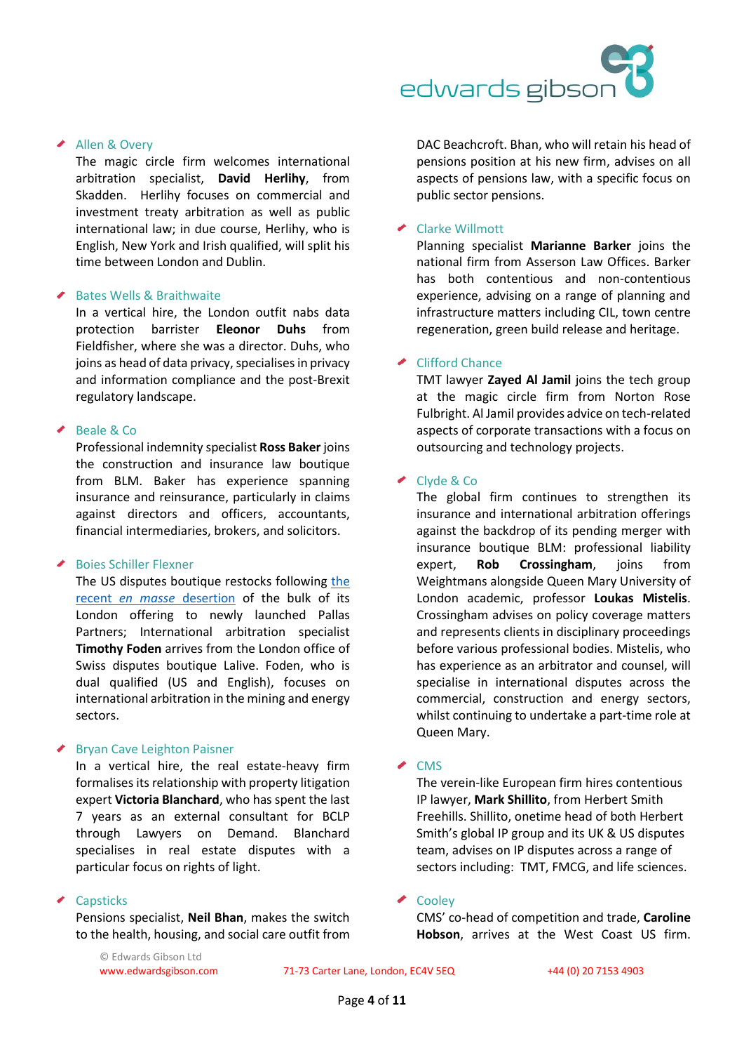- Allen & Overy

  The magic circle firm welcomes international arbitration specialist, **David Herlihy**, from Skadden. Herlihy focuses on commercial and investment treaty arbitration as well as public international law; in due course, Herlihy, who is English, New York and Irish qualified, will split his time between London and Dublin.

- Bates Wells & Braithwaite

  In a vertical hire, the London outfit nabs data protection barrister **Eleonor Duhs** from Fieldfisher, where she was a director. Duhs, who joins as head of data privacy, specialises in privacy and information compliance and the post-Brexit regulatory landscape.

- Beale & Co

  Professional indemnity specialist **Ross Baker** joins the construction and insurance law boutique from BLM. Baker has experience spanning insurance and reinsurance, particularly in claims against directors and officers, accountants, financial intermediaries, brokers, and solicitors.

- Boies Schiller Flexner

  The US disputes boutique restocks following [the recent *en masse* desertion]() of the bulk of its London offering to newly launched Pallas Partners; International arbitration specialist **Timothy Foden** arrives from the London office of Swiss disputes boutique Lalive. Foden, who is dual qualified (US and English), focuses on international arbitration in the mining and energy sectors.

- Bryan Cave Leighton Paisner

  In a vertical hire, the real estate-heavy firm formalises its relationship with property litigation expert **Victoria Blanchard**, who has spent the last 7 years as an external consultant for BCLP through Lawyers on Demand. Blanchard specialises in real estate disputes with a particular focus on rights of light.

- Capsticks

  Pensions specialist, **Neil Bhan**, makes the switch to the health, housing, and social care outfit from DAC Beachcroft. Bhan, who will retain his head of pensions position at his new firm, advises on all aspects of pensions law, with a specific focus on public sector pensions.

- Clarke Willmott

  Planning specialist **Marianne Barker** joins the national firm from Asserson Law Offices. Barker has both contentious and non-contentious experience, advising on a range of planning and infrastructure matters including CIL, town centre regeneration, green build release and heritage.

- Clifford Chance

  TMT lawyer **Zayed Al Jamil** joins the tech group at the magic circle firm from Norton Rose Fulbright. Al Jamil provides advice on tech-related aspects of corporate transactions with a focus on outsourcing and technology projects.

- Clyde & Co

  The global firm continues to strengthen its insurance and international arbitration offerings against the backdrop of its pending merger with insurance boutique BLM: professional liability expert, **Rob Crossingham**, joins from Weightmans alongside Queen Mary University of London academic, professor **Loukas Mistelis**. Crossingham advises on policy coverage matters and represents clients in disciplinary proceedings before various professional bodies. Mistelis, who has experience as an arbitrator and counsel, will specialise in international disputes across the commercial, construction and energy sectors, whilst continuing to undertake a part-time role at Queen Mary.

- CMS

  The verein-like European firm hires contentious IP lawyer, **Mark Shillito**, from Herbert Smith Freehills. Shillito, onetime head of both Herbert Smith's global IP group and its UK & US disputes team, advises on IP disputes across a range of sectors including: TMT, FMCG, and life sciences.

- Cooley

  CMS' co-head of competition and trade, **Caroline Hobson**, arrives at the West Coast US firm.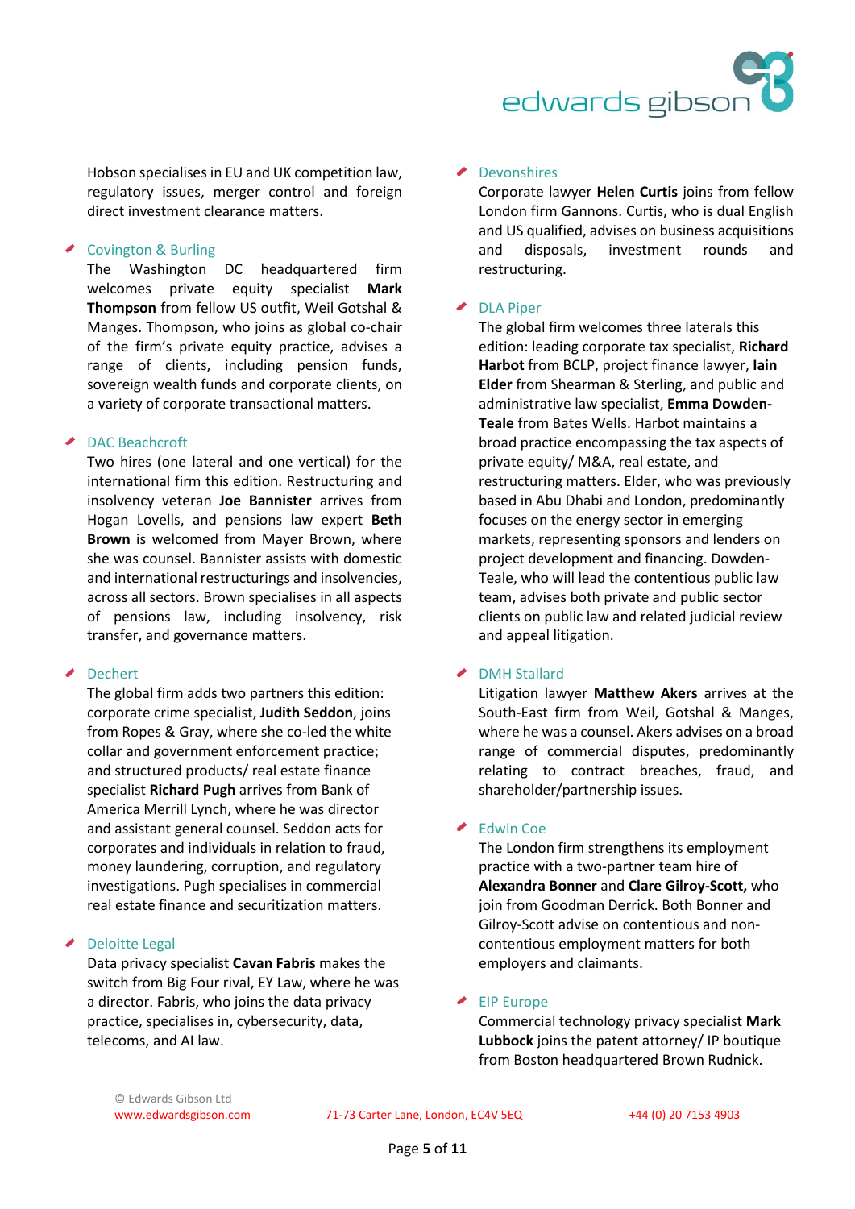Hobson specialises in EU and UK competition law, regulatory issues, merger control and foreign direct investment clearance matters.

- Covington & Burling

The Washington DC headquartered firm welcomes private equity specialist **Mark Thompson** from fellow US outfit, Weil Gotshal & Manges. Thompson, who joins as global co-chair of the firm's private equity practice, advises a range of clients, including pension funds, sovereign wealth funds and corporate clients, on a variety of corporate transactional matters.

- DAC Beachcroft

Two hires (one lateral and one vertical) for the international firm this edition. Restructuring and insolvency veteran **Joe Bannister** arrives from Hogan Lovells, and pensions law expert **Beth Brown** is welcomed from Mayer Brown, where she was counsel. Bannister assists with domestic and international restructurings and insolvencies, across all sectors. Brown specialises in all aspects of pensions law, including insolvency, risk transfer, and governance matters.

- Dechert

The global firm adds two partners this edition: corporate crime specialist, **Judith Seddon**, joins from Ropes & Gray, where she co-led the white collar and government enforcement practice; and structured products/ real estate finance specialist **Richard Pugh** arrives from Bank of America Merrill Lynch, where he was director and assistant general counsel. Seddon acts for corporates and individuals in relation to fraud, money laundering, corruption, and regulatory investigations. Pugh specialises in commercial real estate finance and securitization matters.

- Deloitte Legal

Data privacy specialist **Cavan Fabris** makes the switch from Big Four rival, EY Law, where he was a director. Fabris, who joins the data privacy practice, specialises in, cybersecurity, data, telecoms, and AI law.

- Devonshires

Corporate lawyer **Helen Curtis** joins from fellow London firm Gannons. Curtis, who is dual English and US qualified, advises on business acquisitions and disposals, investment rounds and restructuring.

- DLA Piper

The global firm welcomes three laterals this edition: leading corporate tax specialist, **Richard Harbot** from BCLP, project finance lawyer, **Iain Elder** from Shearman & Sterling, and public and administrative law specialist, **Emma Dowden-Teale** from Bates Wells. Harbot maintains a broad practice encompassing the tax aspects of private equity/ M&A, real estate, and restructuring matters. Elder, who was previously based in Abu Dhabi and London, predominantly focuses on the energy sector in emerging markets, representing sponsors and lenders on project development and financing. Dowden-Teale, who will lead the contentious public law team, advises both private and public sector clients on public law and related judicial review and appeal litigation.

- DMH Stallard

Litigation lawyer **Matthew Akers** arrives at the South-East firm from Weil, Gotshal & Manges, where he was a counsel. Akers advises on a broad range of commercial disputes, predominantly relating to contract breaches, fraud, and shareholder/partnership issues.

- Edwin Coe

The London firm strengthens its employment practice with a two-partner team hire of **Alexandra Bonner** and **Clare Gilroy-Scott,** who join from Goodman Derrick. Both Bonner and Gilroy-Scott advise on contentious and non-contentious employment matters for both employers and claimants.

- EIP Europe

Commercial technology privacy specialist **Mark Lubbock** joins the patent attorney/ IP boutique from Boston headquartered Brown Rudnick.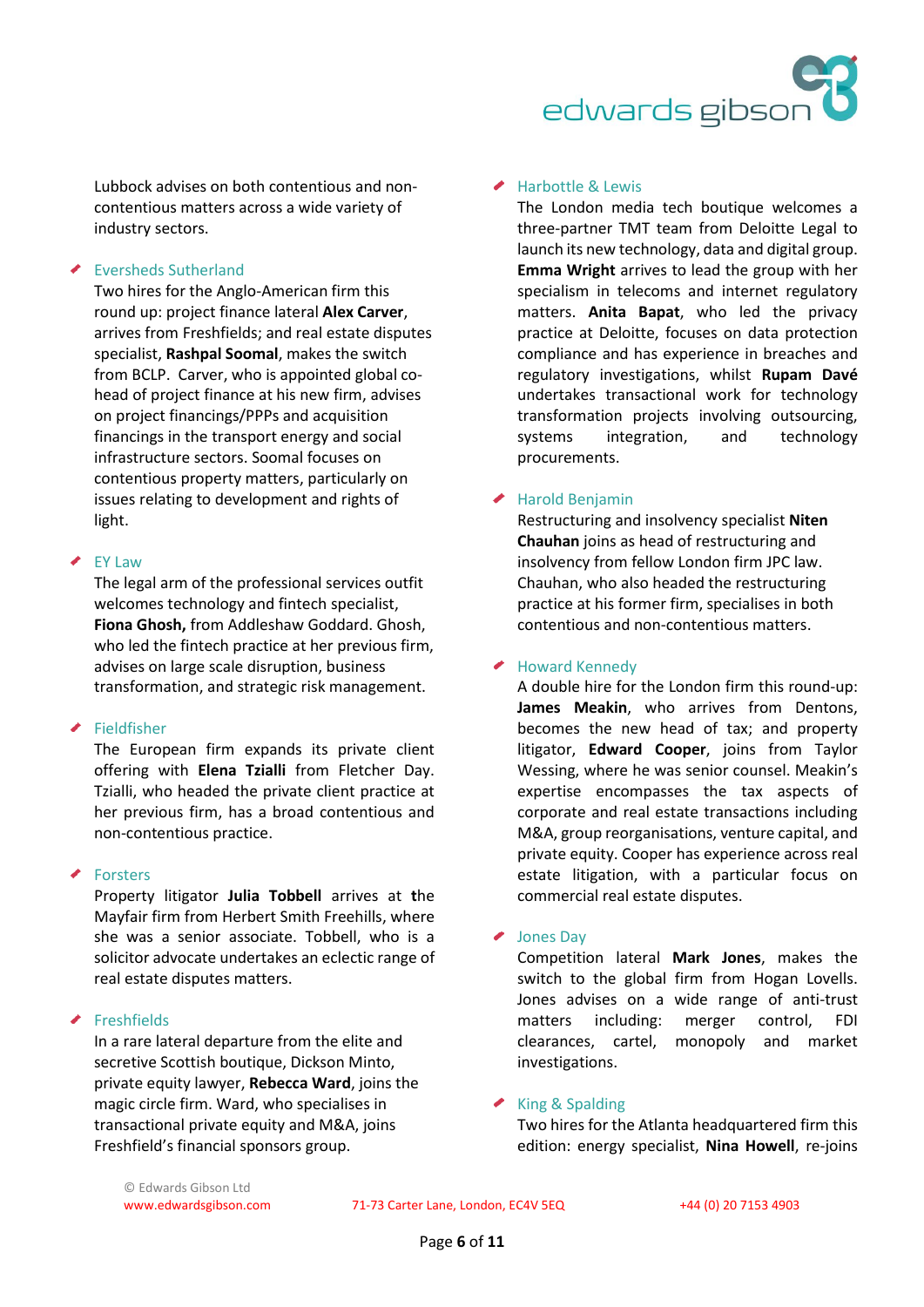Lubbock advises on both contentious and non-contentious matters across a wide variety of industry sectors.

### Eversheds Sutherland

Two hires for the Anglo-American firm this round up: project finance lateral **Alex Carver**, arrives from Freshfields; and real estate disputes specialist, **Rashpal Soomal**, makes the switch from BCLP. Carver, who is appointed global co-head of project finance at his new firm, advises on project financings/PPPs and acquisition financings in the transport energy and social infrastructure sectors. Soomal focuses on contentious property matters, particularly on issues relating to development and rights of light.

### EY Law

The legal arm of the professional services outfit welcomes technology and fintech specialist, **Fiona Ghosh,** from Addleshaw Goddard. Ghosh, who led the fintech practice at her previous firm, advises on large scale disruption, business transformation, and strategic risk management.

### Fieldfisher

The European firm expands its private client offering with **Elena Tzialli** from Fletcher Day. Tzialli, who headed the private client practice at her previous firm, has a broad contentious and non-contentious practice.

### Forsters

Property litigator **Julia Tobbell** arrives at the Mayfair firm from Herbert Smith Freehills, where she was a senior associate. Tobbell, who is a solicitor advocate undertakes an eclectic range of real estate disputes matters.

### Freshfields

In a rare lateral departure from the elite and secretive Scottish boutique, Dickson Minto, private equity lawyer, **Rebecca Ward**, joins the magic circle firm. Ward, who specialises in transactional private equity and M&A, joins Freshfield's financial sponsors group.

### Harbottle & Lewis

The London media tech boutique welcomes a three-partner TMT team from Deloitte Legal to launch its new technology, data and digital group. **Emma Wright** arrives to lead the group with her specialism in telecoms and internet regulatory matters. **Anita Bapat**, who led the privacy practice at Deloitte, focuses on data protection compliance and has experience in breaches and regulatory investigations, whilst **Rupam Davé** undertakes transactional work for technology transformation projects involving outsourcing, systems integration, and technology procurements.

### Harold Benjamin

Restructuring and insolvency specialist **Niten Chauhan** joins as head of restructuring and insolvency from fellow London firm JPC law. Chauhan, who also headed the restructuring practice at his former firm, specialises in both contentious and non-contentious matters.

### Howard Kennedy

A double hire for the London firm this round-up: **James Meakin**, who arrives from Dentons, becomes the new head of tax; and property litigator, **Edward Cooper**, joins from Taylor Wessing, where he was senior counsel. Meakin's expertise encompasses the tax aspects of corporate and real estate transactions including M&A, group reorganisations, venture capital, and private equity. Cooper has experience across real estate litigation, with a particular focus on commercial real estate disputes.

### Jones Day

Competition lateral **Mark Jones**, makes the switch to the global firm from Hogan Lovells. Jones advises on a wide range of anti-trust matters including: merger control, FDI clearances, cartel, monopoly and market investigations.

### King & Spalding

Two hires for the Atlanta headquartered firm this edition: energy specialist, **Nina Howell**, re-joins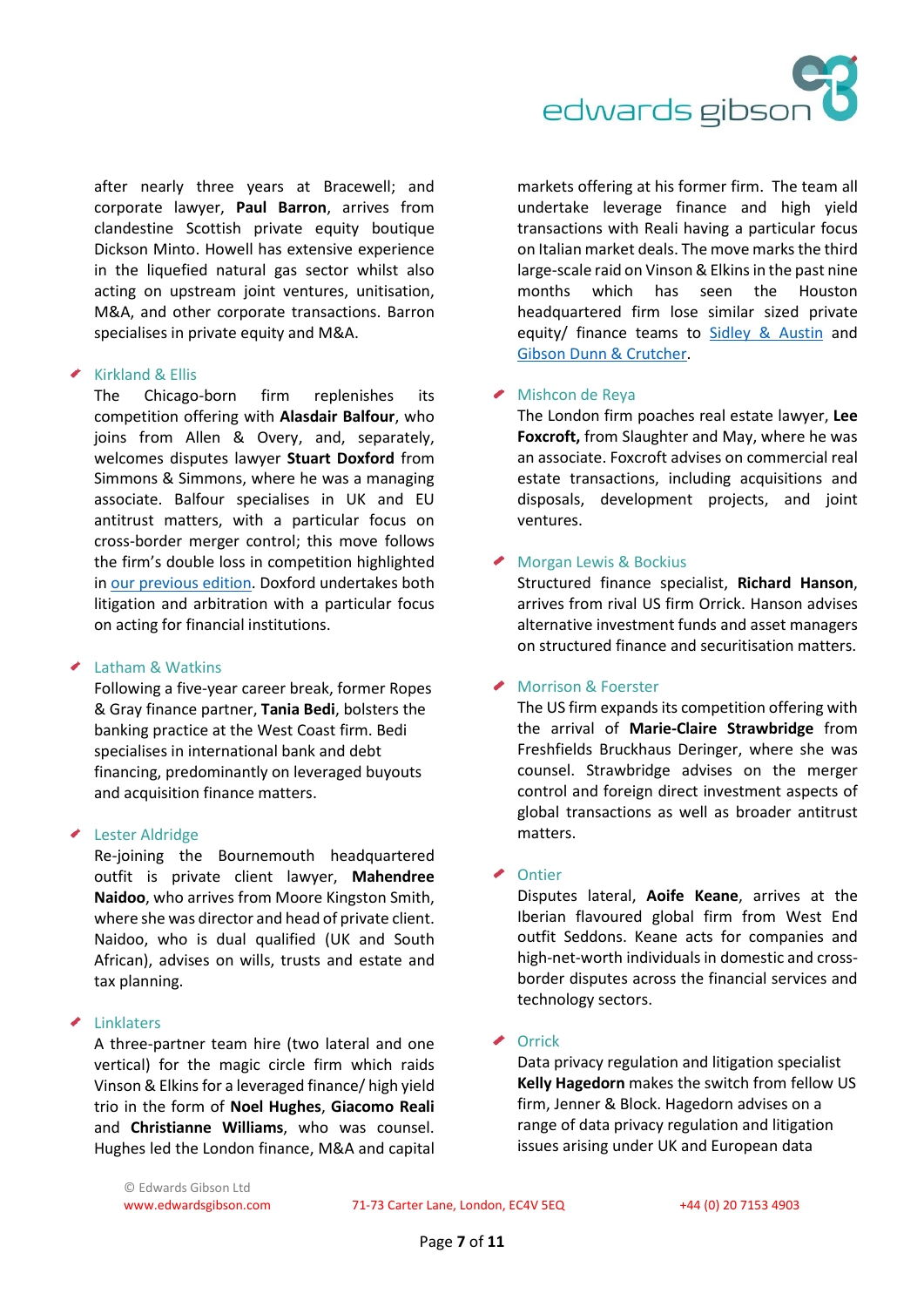after nearly three years at Bracewell; and corporate lawyer, **Paul Barron**, arrives from clandestine Scottish private equity boutique Dickson Minto. Howell has extensive experience in the liquefied natural gas sector whilst also acting on upstream joint ventures, unitisation, M&A, and other corporate transactions. Barron specialises in private equity and M&A.

- Kirkland & Ellis

  The Chicago-born firm replenishes its competition offering with **Alasdair Balfour**, who joins from Allen & Overy, and, separately, welcomes disputes lawyer **Stuart Doxford** from Simmons & Simmons, where he was a managing associate. Balfour specialises in UK and EU antitrust matters, with a particular focus on cross-border merger control; this move follows the firm's double loss in competition highlighted in our previous edition. Doxford undertakes both litigation and arbitration with a particular focus on acting for financial institutions.

- Latham & Watkins

  Following a five-year career break, former Ropes & Gray finance partner, **Tania Bedi**, bolsters the banking practice at the West Coast firm. Bedi specialises in international bank and debt financing, predominantly on leveraged buyouts and acquisition finance matters.

- Lester Aldridge

  Re-joining the Bournemouth headquartered outfit is private client lawyer, **Mahendree Naidoo**, who arrives from Moore Kingston Smith, where she was director and head of private client. Naidoo, who is dual qualified (UK and South African), advises on wills, trusts and estate and tax planning.

- Linklaters

  A three-partner team hire (two lateral and one vertical) for the magic circle firm which raids Vinson & Elkins for a leveraged finance/ high yield trio in the form of **Noel Hughes**, **Giacomo Reali** and **Christianne Williams**, who was counsel. Hughes led the London finance, M&A and capital markets offering at his former firm. The team all undertake leverage finance and high yield transactions with Reali having a particular focus on Italian market deals. The move marks the third large-scale raid on Vinson & Elkins in the past nine months which has seen the Houston headquartered firm lose similar sized private equity/ finance teams to Sidley & Austin and Gibson Dunn & Crutcher.

- Mishcon de Reya

  The London firm poaches real estate lawyer, **Lee Foxcroft,** from Slaughter and May, where he was an associate. Foxcroft advises on commercial real estate transactions, including acquisitions and disposals, development projects, and joint ventures.

- Morgan Lewis & Bockius

  Structured finance specialist, **Richard Hanson**, arrives from rival US firm Orrick. Hanson advises alternative investment funds and asset managers on structured finance and securitisation matters.

- Morrison & Foerster

  The US firm expands its competition offering with the arrival of **Marie-Claire Strawbridge** from Freshfields Bruckhaus Deringer, where she was counsel. Strawbridge advises on the merger control and foreign direct investment aspects of global transactions as well as broader antitrust matters.

- Ontier

  Disputes lateral, **Aoife Keane**, arrives at the Iberian flavoured global firm from West End outfit Seddons. Keane acts for companies and high-net-worth individuals in domestic and cross-border disputes across the financial services and technology sectors.

- Orrick

  Data privacy regulation and litigation specialist **Kelly Hagedorn** makes the switch from fellow US firm, Jenner & Block. Hagedorn advises on a range of data privacy regulation and litigation issues arising under UK and European data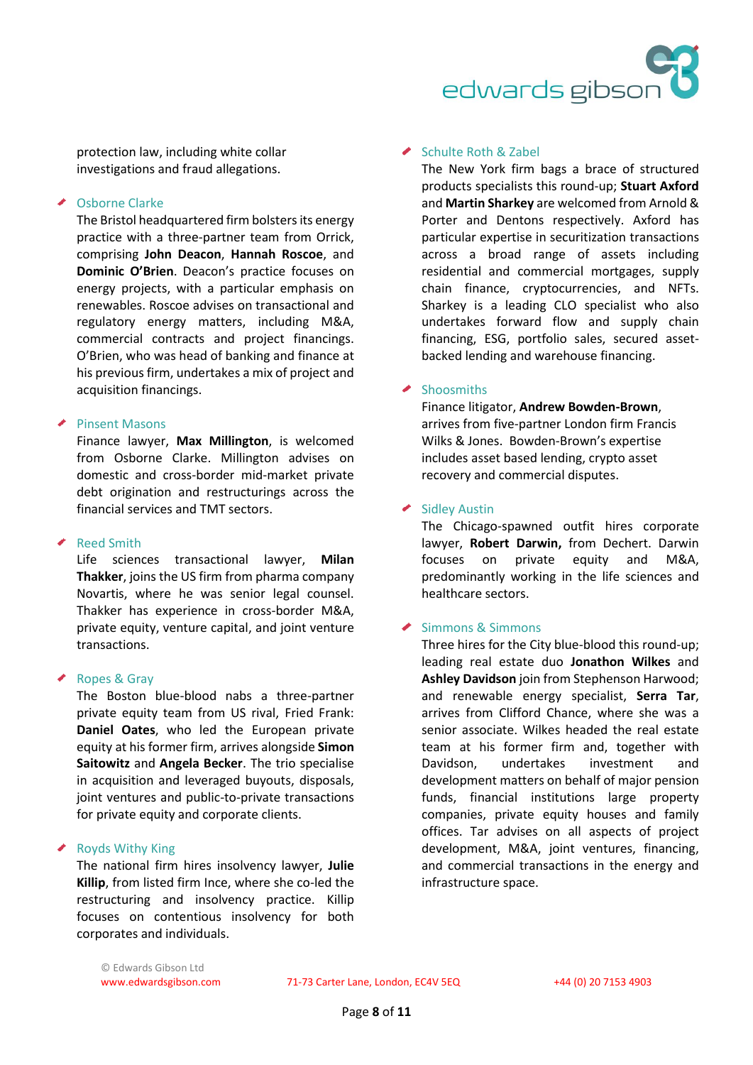protection law, including white collar investigations and fraud allegations.

### Osborne Clarke

The Bristol headquartered firm bolsters its energy practice with a three-partner team from Orrick, comprising **John Deacon**, **Hannah Roscoe**, and **Dominic O'Brien**. Deacon's practice focuses on energy projects, with a particular emphasis on renewables. Roscoe advises on transactional and regulatory energy matters, including M&A, commercial contracts and project financings. O'Brien, who was head of banking and finance at his previous firm, undertakes a mix of project and acquisition financings.

### Pinsent Masons

Finance lawyer, **Max Millington**, is welcomed from Osborne Clarke. Millington advises on domestic and cross-border mid-market private debt origination and restructurings across the financial services and TMT sectors.

### Reed Smith

Life sciences transactional lawyer, **Milan Thakker**, joins the US firm from pharma company Novartis, where he was senior legal counsel. Thakker has experience in cross-border M&A, private equity, venture capital, and joint venture transactions.

### Ropes & Gray

The Boston blue-blood nabs a three-partner private equity team from US rival, Fried Frank: **Daniel Oates**, who led the European private equity at his former firm, arrives alongside **Simon Saitowitz** and **Angela Becker**. The trio specialise in acquisition and leveraged buyouts, disposals, joint ventures and public-to-private transactions for private equity and corporate clients.

### Royds Withy King

The national firm hires insolvency lawyer, **Julie Killip**, from listed firm Ince, where she co-led the restructuring and insolvency practice. Killip focuses on contentious insolvency for both corporates and individuals.

### Schulte Roth & Zabel

The New York firm bags a brace of structured products specialists this round-up; **Stuart Axford** and **Martin Sharkey** are welcomed from Arnold & Porter and Dentons respectively. Axford has particular expertise in securitization transactions across a broad range of assets including residential and commercial mortgages, supply chain finance, cryptocurrencies, and NFTs. Sharkey is a leading CLO specialist who also undertakes forward flow and supply chain financing, ESG, portfolio sales, secured asset-backed lending and warehouse financing.

### Shoosmiths

Finance litigator, **Andrew Bowden-Brown**, arrives from five-partner London firm Francis Wilks & Jones. Bowden-Brown's expertise includes asset based lending, crypto asset recovery and commercial disputes.

### Sidley Austin

The Chicago-spawned outfit hires corporate lawyer, **Robert Darwin,** from Dechert. Darwin focuses on private equity and M&A, predominantly working in the life sciences and healthcare sectors.

### Simmons & Simmons

Three hires for the City blue-blood this round-up; leading real estate duo **Jonathon Wilkes** and **Ashley Davidson** join from Stephenson Harwood; and renewable energy specialist, **Serra Tar**, arrives from Clifford Chance, where she was a senior associate. Wilkes headed the real estate team at his former firm and, together with Davidson, undertakes investment and development matters on behalf of major pension funds, financial institutions large property companies, private equity houses and family offices. Tar advises on all aspects of project development, M&A, joint ventures, financing, and commercial transactions in the energy and infrastructure space.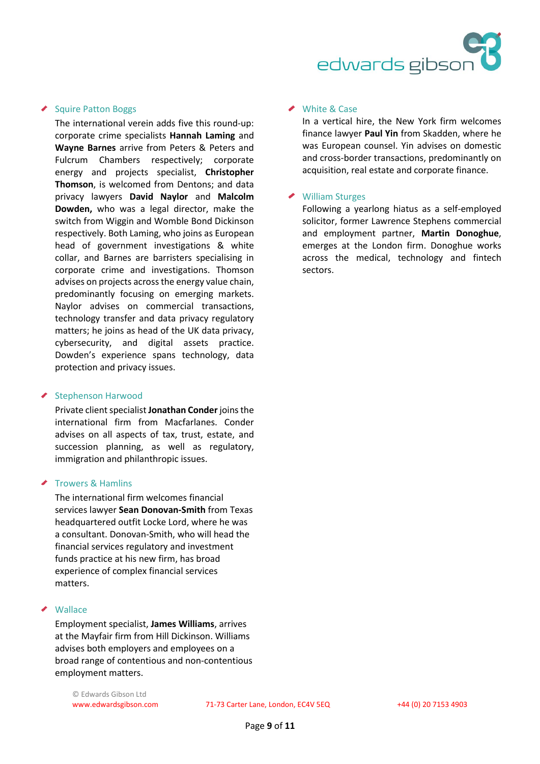- **Squire Patton Boggs**

  The international verein adds five this round-up: corporate crime specialists **Hannah Laming** and **Wayne Barnes** arrive from Peters & Peters and Fulcrum Chambers respectively; corporate energy and projects specialist, **Christopher Thomson**, is welcomed from Dentons; and data privacy lawyers **David Naylor** and **Malcolm Dowden,** who was a legal director, make the switch from Wiggin and Womble Bond Dickinson respectively. Both Laming, who joins as European head of government investigations & white collar, and Barnes are barristers specialising in corporate crime and investigations. Thomson advises on projects across the energy value chain, predominantly focusing on emerging markets. Naylor advises on commercial transactions, technology transfer and data privacy regulatory matters; he joins as head of the UK data privacy, cybersecurity, and digital assets practice. Dowden's experience spans technology, data protection and privacy issues.

- **Stephenson Harwood**

  Private client specialist **Jonathan Conder** joins the international firm from Macfarlanes. Conder advises on all aspects of tax, trust, estate, and succession planning, as well as regulatory, immigration and philanthropic issues.

- **Trowers & Hamlins**

  The international firm welcomes financial services lawyer **Sean Donovan-Smith** from Texas headquartered outfit Locke Lord, where he was a consultant. Donovan-Smith, who will head the financial services regulatory and investment funds practice at his new firm, has broad experience of complex financial services matters.

- **Wallace**

  Employment specialist, **James Williams**, arrives at the Mayfair firm from Hill Dickinson. Williams advises both employers and employees on a broad range of contentious and non-contentious employment matters.

- **White & Case**

  In a vertical hire, the New York firm welcomes finance lawyer **Paul Yin** from Skadden, where he was European counsel. Yin advises on domestic and cross-border transactions, predominantly on acquisition, real estate and corporate finance.

- **William Sturges**

  Following a yearlong hiatus as a self-employed solicitor, former Lawrence Stephens commercial and employment partner, **Martin Donoghue**, emerges at the London firm. Donoghue works across the medical, technology and fintech sectors.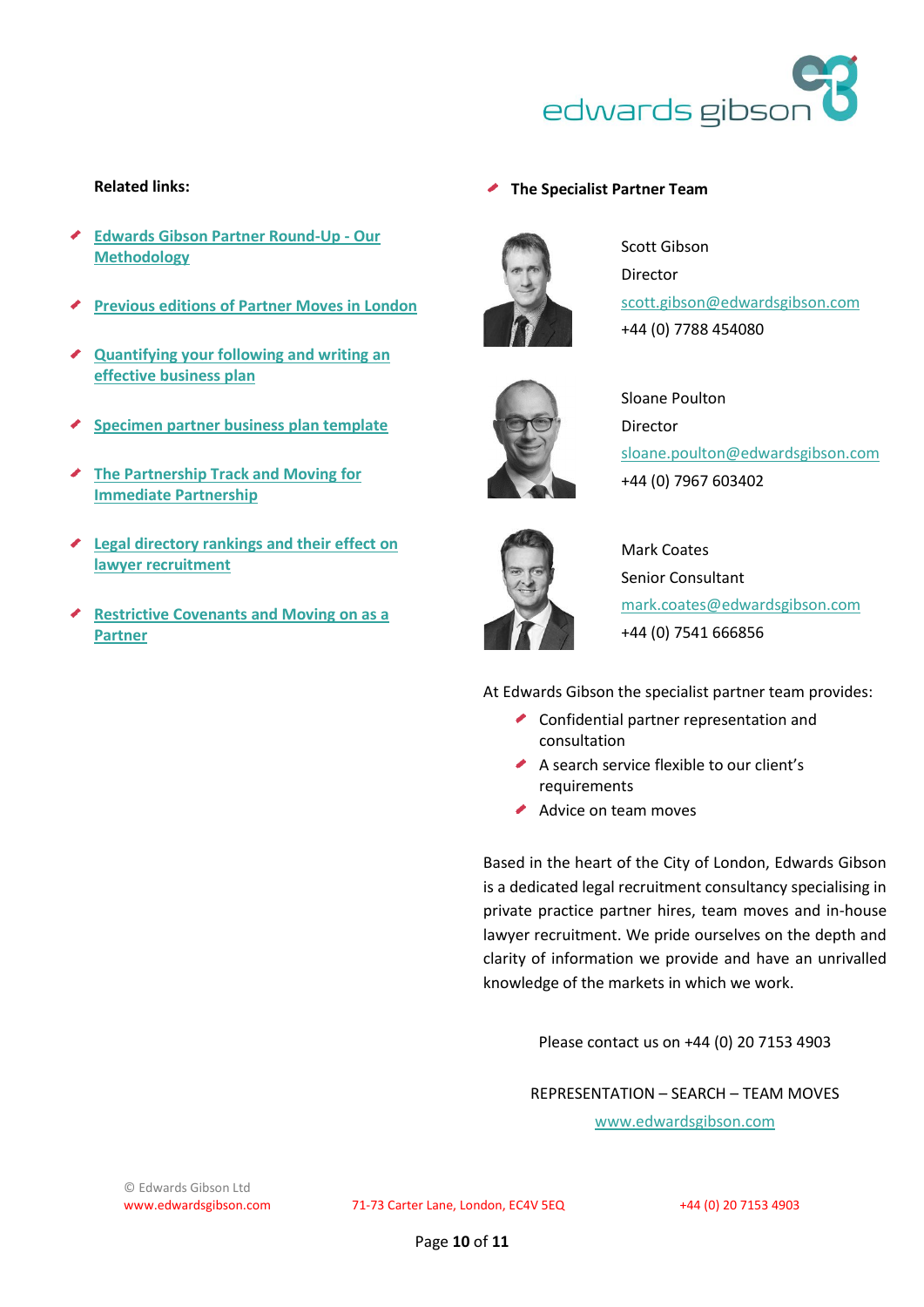**Related links:**

- Edwards Gibson Partner Round-Up - Our Methodology
- Previous editions of Partner Moves in London
- Quantifying your following and writing an effective business plan
- Specimen partner business plan template
- The Partnership Track and Moving for Immediate Partnership
- Legal directory rankings and their effect on lawyer recruitment
- Restrictive Covenants and Moving on as a Partner

**The Specialist Partner Team**

Scott Gibson
Director
scott.gibson@edwardsgibson.com
+44 (0) 7788 454080

Sloane Poulton
Director
sloane.poulton@edwardsgibson.com
+44 (0) 7967 603402

Mark Coates
Senior Consultant
mark.coates@edwardsgibson.com
+44 (0) 7541 666856

At Edwards Gibson the specialist partner team provides:

- Confidential partner representation and consultation
- A search service flexible to our client's requirements
- Advice on team moves

Based in the heart of the City of London, Edwards Gibson is a dedicated legal recruitment consultancy specialising in private practice partner hires, team moves and in-house lawyer recruitment. We pride ourselves on the depth and clarity of information we provide and have an unrivalled knowledge of the markets in which we work.

Please contact us on +44 (0) 20 7153 4903

REPRESENTATION – SEARCH – TEAM MOVES

www.edwardsgibson.com

© Edwards Gibson Ltd
www.edwardsgibson.com 71-73 Carter Lane, London, EC4V 5EQ +44 (0) 20 7153 4903